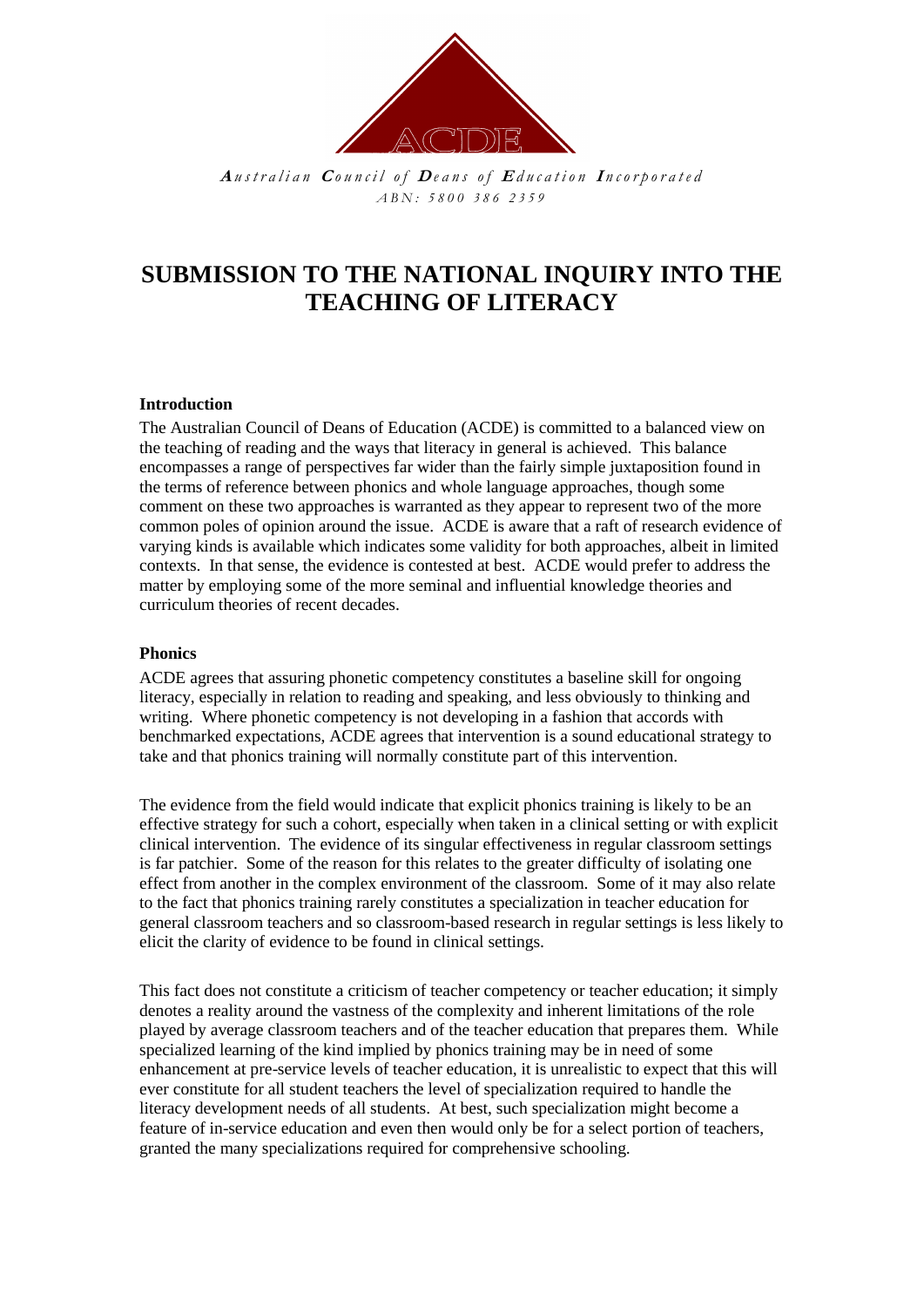***A**ustralian **C**ouncil of **D**eans of **E**ducation **I**ncorporated*
*ABN: 5800 386 2359*

# SUBMISSION TO THE NATIONAL INQUIRY INTO THE TEACHING OF LITERACY

**Introduction**

The Australian Council of Deans of Education (ACDE) is committed to a balanced view on the teaching of reading and the ways that literacy in general is achieved. This balance encompasses a range of perspectives far wider than the fairly simple juxtaposition found in the terms of reference between phonics and whole language approaches, though some comment on these two approaches is warranted as they appear to represent two of the more common poles of opinion around the issue. ACDE is aware that a raft of research evidence of varying kinds is available which indicates some validity for both approaches, albeit in limited contexts. In that sense, the evidence is contested at best. ACDE would prefer to address the matter by employing some of the more seminal and influential knowledge theories and curriculum theories of recent decades.

**Phonics**

ACDE agrees that assuring phonetic competency constitutes a baseline skill for ongoing literacy, especially in relation to reading and speaking, and less obviously to thinking and writing. Where phonetic competency is not developing in a fashion that accords with benchmarked expectations, ACDE agrees that intervention is a sound educational strategy to take and that phonics training will normally constitute part of this intervention.

The evidence from the field would indicate that explicit phonics training is likely to be an effective strategy for such a cohort, especially when taken in a clinical setting or with explicit clinical intervention. The evidence of its singular effectiveness in regular classroom settings is far patchier. Some of the reason for this relates to the greater difficulty of isolating one effect from another in the complex environment of the classroom. Some of it may also relate to the fact that phonics training rarely constitutes a specialization in teacher education for general classroom teachers and so classroom-based research in regular settings is less likely to elicit the clarity of evidence to be found in clinical settings.

This fact does not constitute a criticism of teacher competency or teacher education; it simply denotes a reality around the vastness of the complexity and inherent limitations of the role played by average classroom teachers and of the teacher education that prepares them. While specialized learning of the kind implied by phonics training may be in need of some enhancement at pre-service levels of teacher education, it is unrealistic to expect that this will ever constitute for all student teachers the level of specialization required to handle the literacy development needs of all students. At best, such specialization might become a feature of in-service education and even then would only be for a select portion of teachers, granted the many specializations required for comprehensive schooling.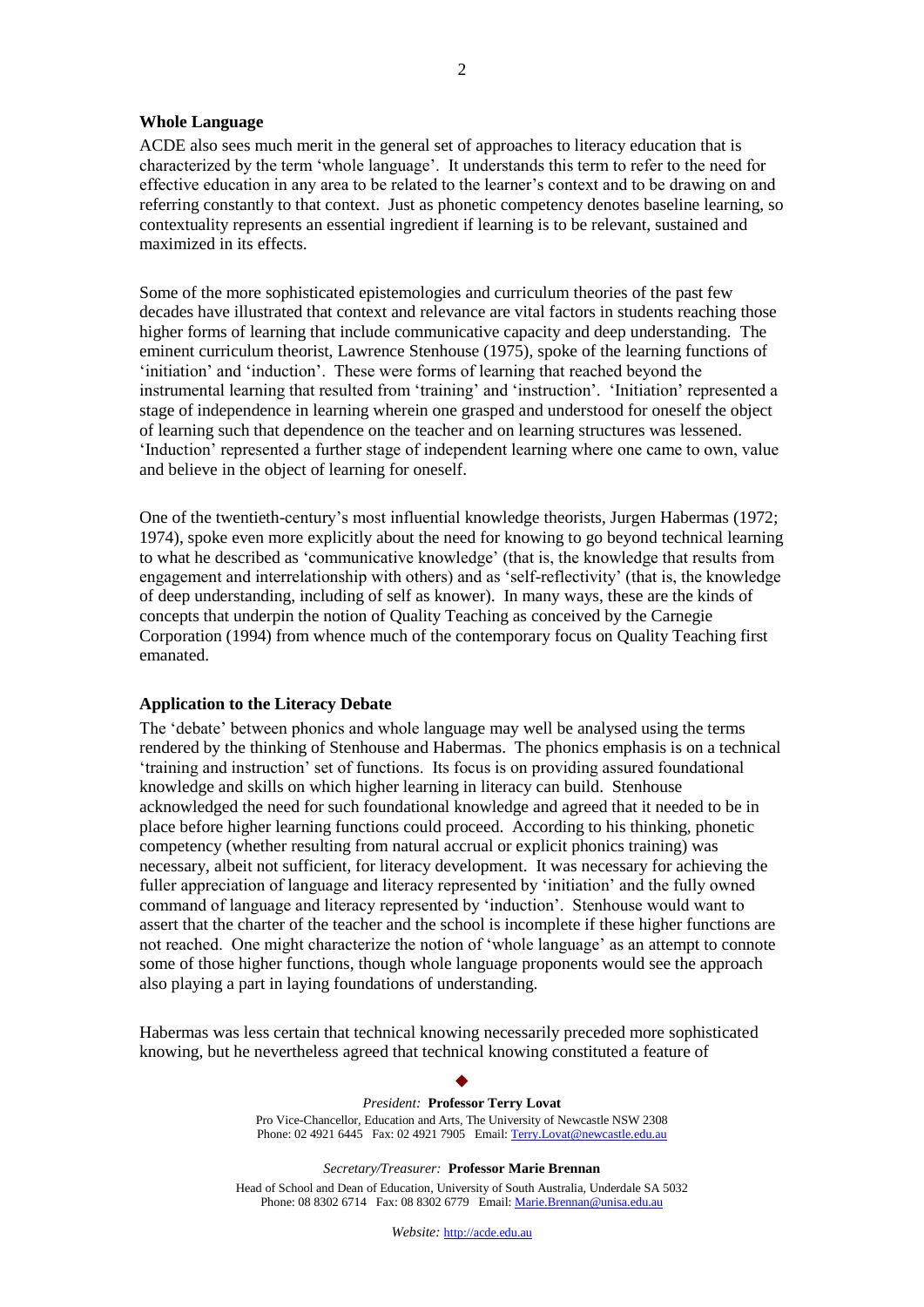**Whole Language**

ACDE also sees much merit in the general set of approaches to literacy education that is characterized by the term 'whole language'. It understands this term to refer to the need for effective education in any area to be related to the learner's context and to be drawing on and referring constantly to that context. Just as phonetic competency denotes baseline learning, so contextuality represents an essential ingredient if learning is to be relevant, sustained and maximized in its effects.

Some of the more sophisticated epistemologies and curriculum theories of the past few decades have illustrated that context and relevance are vital factors in students reaching those higher forms of learning that include communicative capacity and deep understanding. The eminent curriculum theorist, Lawrence Stenhouse (1975), spoke of the learning functions of 'initiation' and 'induction'. These were forms of learning that reached beyond the instrumental learning that resulted from 'training' and 'instruction'. 'Initiation' represented a stage of independence in learning wherein one grasped and understood for oneself the object of learning such that dependence on the teacher and on learning structures was lessened. 'Induction' represented a further stage of independent learning where one came to own, value and believe in the object of learning for oneself.

One of the twentieth-century's most influential knowledge theorists, Jurgen Habermas (1972; 1974), spoke even more explicitly about the need for knowing to go beyond technical learning to what he described as 'communicative knowledge' (that is, the knowledge that results from engagement and interrelationship with others) and as 'self-reflectivity' (that is, the knowledge of deep understanding, including of self as knower). In many ways, these are the kinds of concepts that underpin the notion of Quality Teaching as conceived by the Carnegie Corporation (1994) from whence much of the contemporary focus on Quality Teaching first emanated.

**Application to the Literacy Debate**

The 'debate' between phonics and whole language may well be analysed using the terms rendered by the thinking of Stenhouse and Habermas. The phonics emphasis is on a technical 'training and instruction' set of functions. Its focus is on providing assured foundational knowledge and skills on which higher learning in literacy can build. Stenhouse acknowledged the need for such foundational knowledge and agreed that it needed to be in place before higher learning functions could proceed. According to his thinking, phonetic competency (whether resulting from natural accrual or explicit phonics training) was necessary, albeit not sufficient, for literacy development. It was necessary for achieving the fuller appreciation of language and literacy represented by 'initiation' and the fully owned command of language and literacy represented by 'induction'. Stenhouse would want to assert that the charter of the teacher and the school is incomplete if these higher functions are not reached. One might characterize the notion of 'whole language' as an attempt to connote some of those higher functions, though whole language proponents would see the approach also playing a part in laying foundations of understanding.

Habermas was less certain that technical knowing necessarily preceded more sophisticated knowing, but he nevertheless agreed that technical knowing constituted a feature of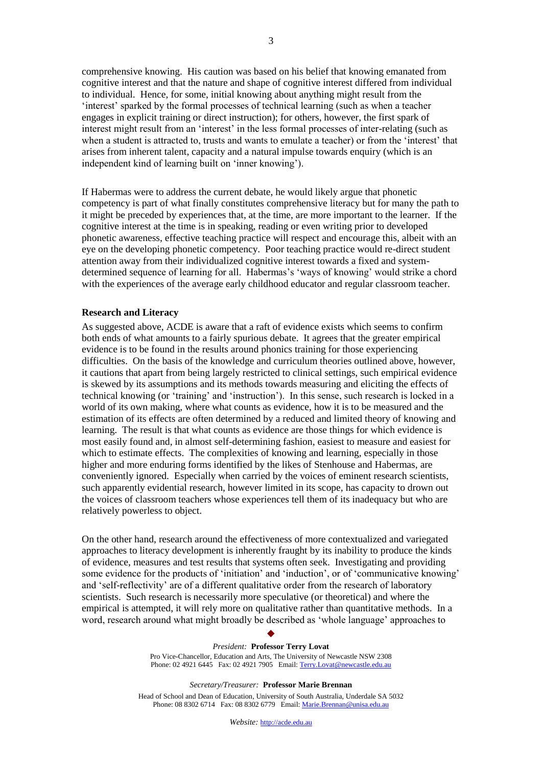comprehensive knowing. His caution was based on his belief that knowing emanated from cognitive interest and that the nature and shape of cognitive interest differed from individual to individual. Hence, for some, initial knowing about anything might result from the 'interest' sparked by the formal processes of technical learning (such as when a teacher engages in explicit training or direct instruction); for others, however, the first spark of interest might result from an 'interest' in the less formal processes of inter-relating (such as when a student is attracted to, trusts and wants to emulate a teacher) or from the 'interest' that arises from inherent talent, capacity and a natural impulse towards enquiry (which is an independent kind of learning built on 'inner knowing').

If Habermas were to address the current debate, he would likely argue that phonetic competency is part of what finally constitutes comprehensive literacy but for many the path to it might be preceded by experiences that, at the time, are more important to the learner. If the cognitive interest at the time is in speaking, reading or even writing prior to developed phonetic awareness, effective teaching practice will respect and encourage this, albeit with an eye on the developing phonetic competency. Poor teaching practice would re-direct student attention away from their individualized cognitive interest towards a fixed and system-determined sequence of learning for all. Habermas's 'ways of knowing' would strike a chord with the experiences of the average early childhood educator and regular classroom teacher.

**Research and Literacy**

As suggested above, ACDE is aware that a raft of evidence exists which seems to confirm both ends of what amounts to a fairly spurious debate. It agrees that the greater empirical evidence is to be found in the results around phonics training for those experiencing difficulties. On the basis of the knowledge and curriculum theories outlined above, however, it cautions that apart from being largely restricted to clinical settings, such empirical evidence is skewed by its assumptions and its methods towards measuring and eliciting the effects of technical knowing (or 'training' and 'instruction'). In this sense, such research is locked in a world of its own making, where what counts as evidence, how it is to be measured and the estimation of its effects are often determined by a reduced and limited theory of knowing and learning. The result is that what counts as evidence are those things for which evidence is most easily found and, in almost self-determining fashion, easiest to measure and easiest for which to estimate effects. The complexities of knowing and learning, especially in those higher and more enduring forms identified by the likes of Stenhouse and Habermas, are conveniently ignored. Especially when carried by the voices of eminent research scientists, such apparently evidential research, however limited in its scope, has capacity to drown out the voices of classroom teachers whose experiences tell them of its inadequacy but who are relatively powerless to object.

On the other hand, research around the effectiveness of more contextualized and variegated approaches to literacy development is inherently fraught by its inability to produce the kinds of evidence, measures and test results that systems often seek. Investigating and providing some evidence for the products of 'initiation' and 'induction', or of 'communicative knowing' and 'self-reflectivity' are of a different qualitative order from the research of laboratory scientists. Such research is necessarily more speculative (or theoretical) and where the empirical is attempted, it will rely more on qualitative rather than quantitative methods. In a word, research around what might broadly be described as 'whole language' approaches to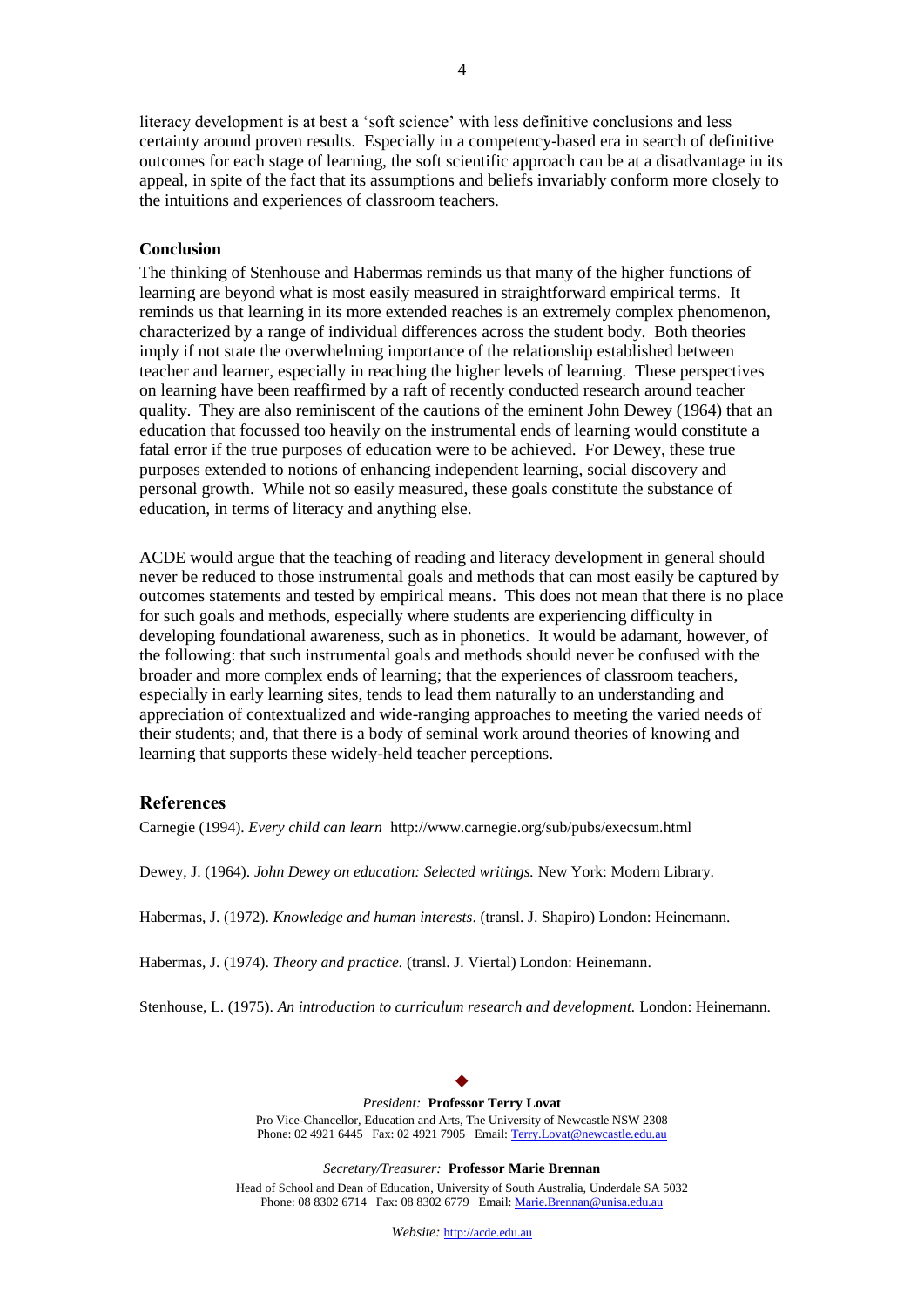literacy development is at best a 'soft science' with less definitive conclusions and less certainty around proven results. Especially in a competency-based era in search of definitive outcomes for each stage of learning, the soft scientific approach can be at a disadvantage in its appeal, in spite of the fact that its assumptions and beliefs invariably conform more closely to the intuitions and experiences of classroom teachers.

**Conclusion**

The thinking of Stenhouse and Habermas reminds us that many of the higher functions of learning are beyond what is most easily measured in straightforward empirical terms. It reminds us that learning in its more extended reaches is an extremely complex phenomenon, characterized by a range of individual differences across the student body. Both theories imply if not state the overwhelming importance of the relationship established between teacher and learner, especially in reaching the higher levels of learning. These perspectives on learning have been reaffirmed by a raft of recently conducted research around teacher quality. They are also reminiscent of the cautions of the eminent John Dewey (1964) that an education that focussed too heavily on the instrumental ends of learning would constitute a fatal error if the true purposes of education were to be achieved. For Dewey, these true purposes extended to notions of enhancing independent learning, social discovery and personal growth. While not so easily measured, these goals constitute the substance of education, in terms of literacy and anything else.

ACDE would argue that the teaching of reading and literacy development in general should never be reduced to those instrumental goals and methods that can most easily be captured by outcomes statements and tested by empirical means. This does not mean that there is no place for such goals and methods, especially where students are experiencing difficulty in developing foundational awareness, such as in phonetics. It would be adamant, however, of the following: that such instrumental goals and methods should never be confused with the broader and more complex ends of learning; that the experiences of classroom teachers, especially in early learning sites, tends to lead them naturally to an understanding and appreciation of contextualized and wide-ranging approaches to meeting the varied needs of their students; and, that there is a body of seminal work around theories of knowing and learning that supports these widely-held teacher perceptions.

## References

Carnegie (1994). *Every child can learn* http://www.carnegie.org/sub/pubs/execsum.html

Dewey, J. (1964). *John Dewey on education: Selected writings.* New York: Modern Library.

Habermas, J. (1972). *Knowledge and human interests*. (transl. J. Shapiro) London: Heinemann.

Habermas, J. (1974). *Theory and practice.* (transl. J. Viertal) London: Heinemann.

Stenhouse, L. (1975). *An introduction to curriculum research and development.* London: Heinemann.

◆

*President:* **Professor Terry Lovat**
Pro Vice-Chancellor, Education and Arts, The University of Newcastle NSW 2308
Phone: 02 4921 6445 Fax: 02 4921 7905 Email: Terry.Lovat@newcastle.edu.au

*Secretary/Treasurer:* **Professor Marie Brennan**
Head of School and Dean of Education, University of South Australia, Underdale SA 5032
Phone: 08 8302 6714 Fax: 08 8302 6779 Email: Marie.Brennan@unisa.edu.au

*Website:* http://acde.edu.au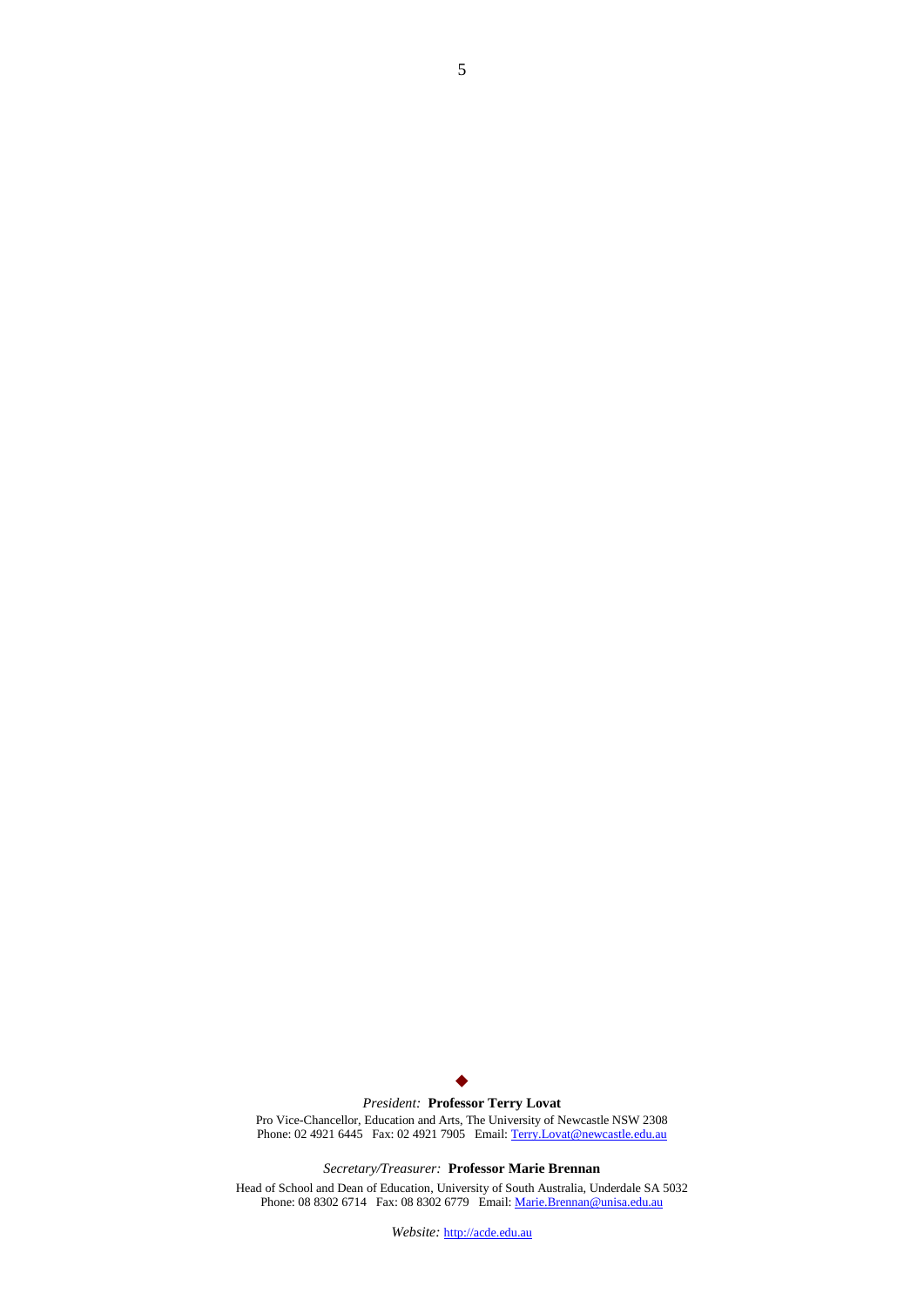◆

*President:* **Professor Terry Lovat**

Pro Vice-Chancellor, Education and Arts, The University of Newcastle NSW 2308
Phone: 02 4921 6445 Fax: 02 4921 7905 Email: Terry.Lovat@newcastle.edu.au

*Secretary/Treasurer:* **Professor Marie Brennan**

Head of School and Dean of Education, University of South Australia, Underdale SA 5032
Phone: 08 8302 6714 Fax: 08 8302 6779 Email: Marie.Brennan@unisa.edu.au

*Website:* http://acde.edu.au